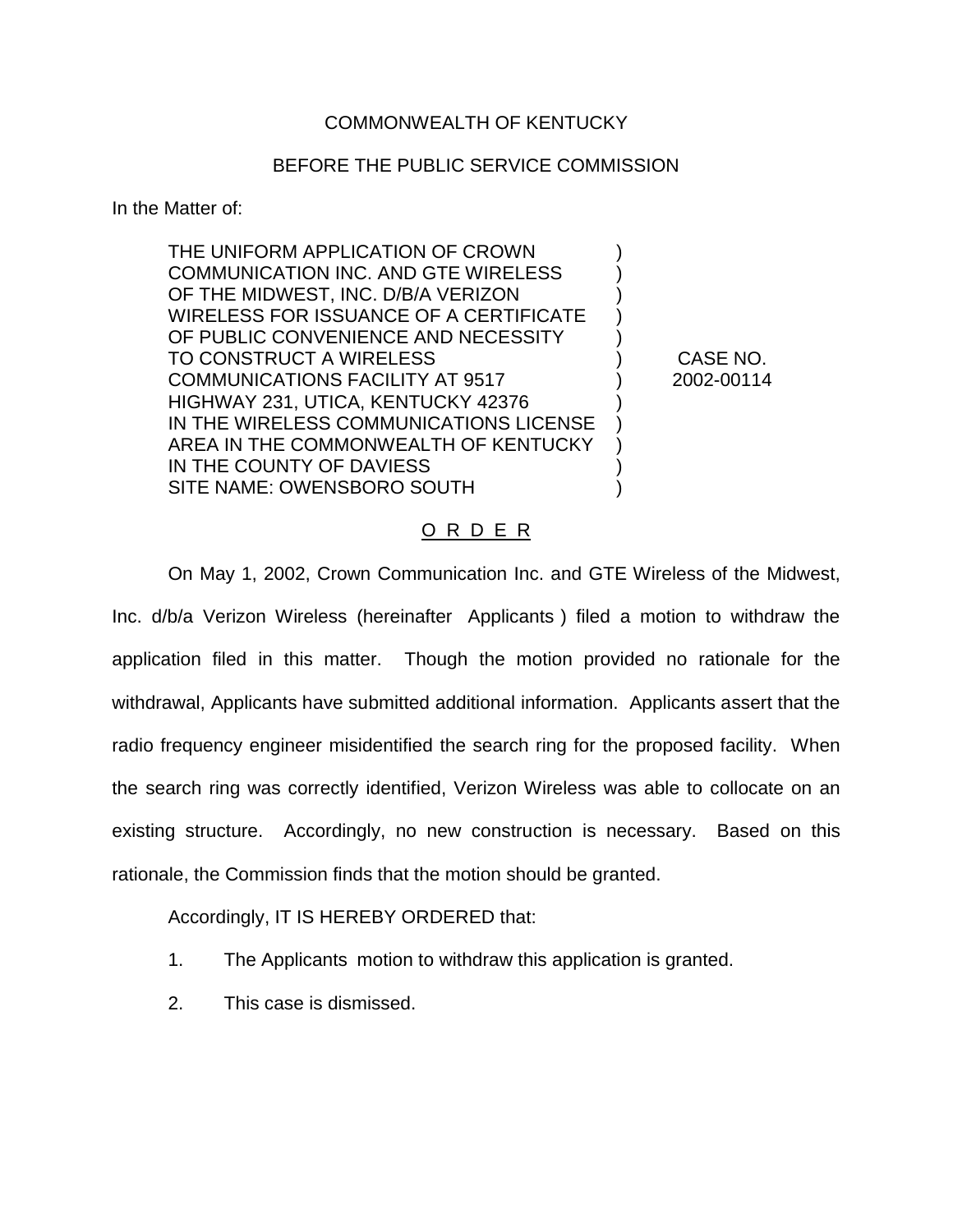COMMONWEALTH OF KENTUCKY

BEFORE THE PUBLIC SERVICE COMMISSION

In the Matter of:

| | | |
|---|---|---|
| THE UNIFORM APPLICATION OF CROWN COMMUNICATION INC. AND GTE WIRELESS OF THE MIDWEST, INC. D/B/A VERIZON WIRELESS FOR ISSUANCE OF A CERTIFICATE OF PUBLIC CONVENIENCE AND NECESSITY TO CONSTRUCT A WIRELESS COMMUNICATIONS FACILITY AT 9517 HIGHWAY 231, UTICA, KENTUCKY 42376 IN THE WIRELESS COMMUNICATIONS LICENSE AREA IN THE COMMONWEALTH OF KENTUCKY IN THE COUNTY OF DAVIESS SITE NAME: OWENSBORO SOUTH | ) | CASE NO. 2002-00114 |

O R D E R

On May 1, 2002, Crown Communication Inc. and GTE Wireless of the Midwest, Inc. d/b/a Verizon Wireless (hereinafter Applicants ) filed a motion to withdraw the application filed in this matter. Though the motion provided no rationale for the withdrawal, Applicants have submitted additional information. Applicants assert that the radio frequency engineer misidentified the search ring for the proposed facility. When the search ring was correctly identified, Verizon Wireless was able to collocate on an existing structure. Accordingly, no new construction is necessary. Based on this rationale, the Commission finds that the motion should be granted.

Accordingly, IT IS HEREBY ORDERED that:

1. The Applicants motion to withdraw this application is granted.
2. This case is dismissed.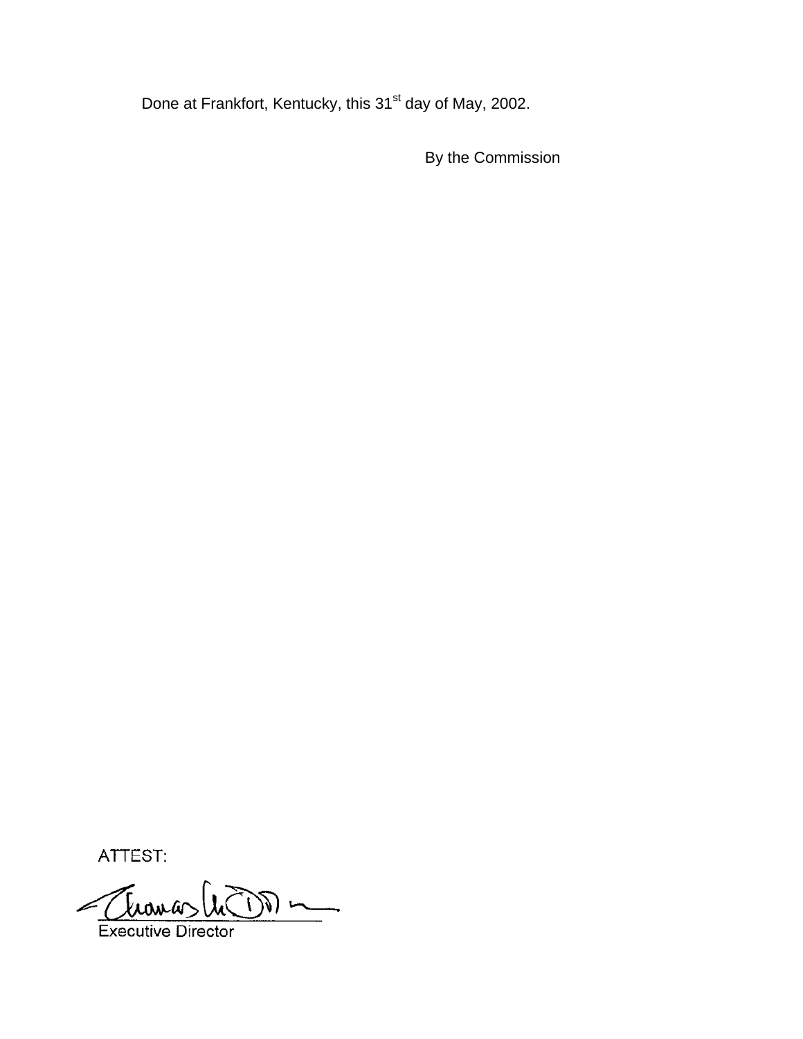Done at Frankfort, Kentucky, this 31st day of May, 2002.

By the Commission

ATTEST:

Executive Director